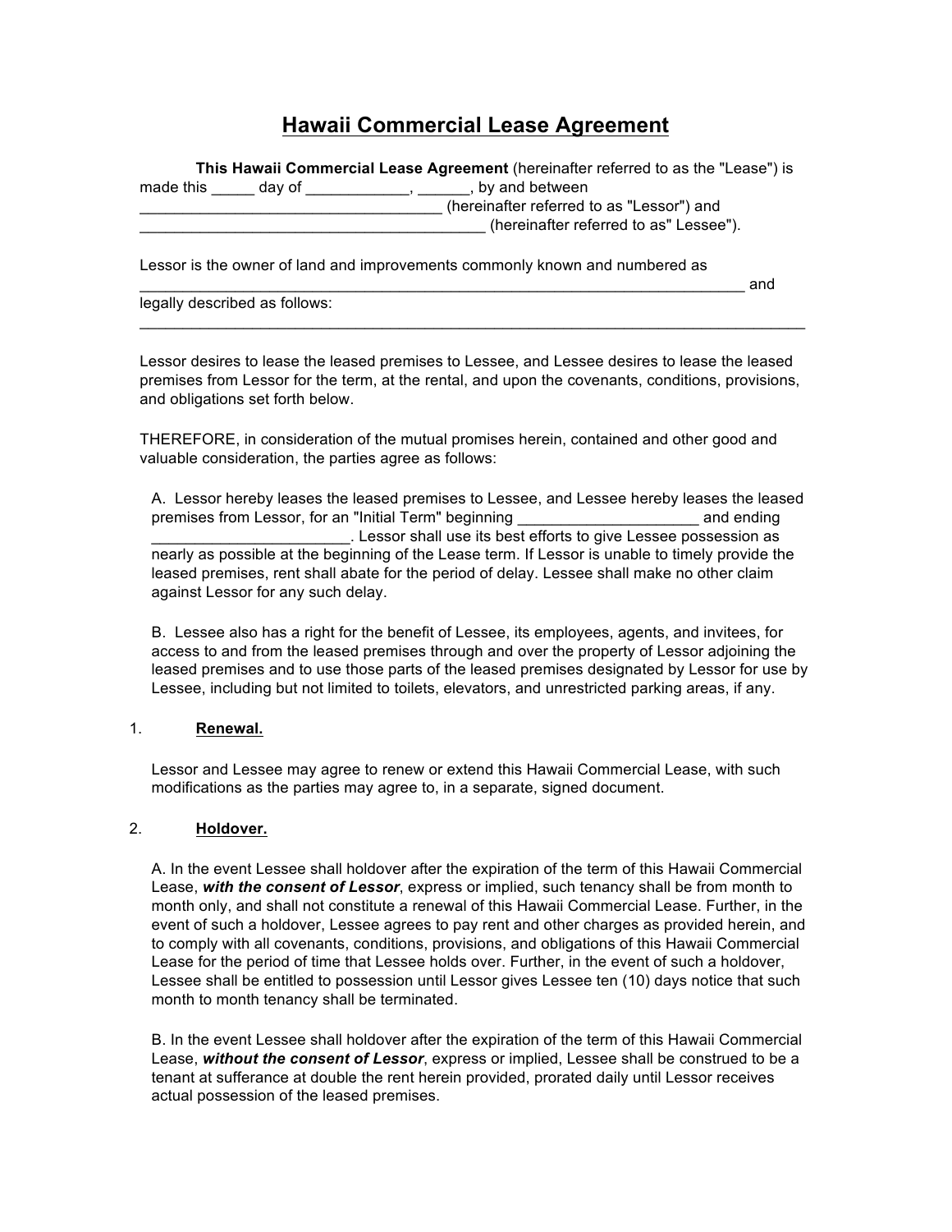# Hawaii Commercial Lease Agreement

**This Hawaii Commercial Lease Agreement** (hereinafter referred to as the "Lease") is made this _____ day of ____________, ______, by and between ____________________________________ (hereinafter referred to as "Lessor") and __________________________________________ (hereinafter referred to as" Lessee").

Lessor is the owner of land and improvements commonly known and numbered as ___________________________________________________________________________ and legally described as follows: ___________________________________________________________________________________

Lessor desires to lease the leased premises to Lessee, and Lessee desires to lease the leased premises from Lessor for the term, at the rental, and upon the covenants, conditions, provisions, and obligations set forth below.

THEREFORE, in consideration of the mutual promises herein, contained and other good and valuable consideration, the parties agree as follows:

A. Lessor hereby leases the leased premises to Lessee, and Lessee hereby leases the leased premises from Lessor, for an "Initial Term" beginning _____________________ and ending ________________________. Lessor shall use its best efforts to give Lessee possession as nearly as possible at the beginning of the Lease term. If Lessor is unable to timely provide the leased premises, rent shall abate for the period of delay. Lessee shall make no other claim against Lessor for any such delay.

B. Lessee also has a right for the benefit of Lessee, its employees, agents, and invitees, for access to and from the leased premises through and over the property of Lessor adjoining the leased premises and to use those parts of the leased premises designated by Lessor for use by Lessee, including but not limited to toilets, elevators, and unrestricted parking areas, if any.

1. **Renewal.**

Lessor and Lessee may agree to renew or extend this Hawaii Commercial Lease, with such modifications as the parties may agree to, in a separate, signed document.

2. **Holdover.**

A. In the event Lessee shall holdover after the expiration of the term of this Hawaii Commercial Lease, ***with the consent of Lessor***, express or implied, such tenancy shall be from month to month only, and shall not constitute a renewal of this Hawaii Commercial Lease. Further, in the event of such a holdover, Lessee agrees to pay rent and other charges as provided herein, and to comply with all covenants, conditions, provisions, and obligations of this Hawaii Commercial Lease for the period of time that Lessee holds over. Further, in the event of such a holdover, Lessee shall be entitled to possession until Lessor gives Lessee ten (10) days notice that such month to month tenancy shall be terminated.

B. In the event Lessee shall holdover after the expiration of the term of this Hawaii Commercial Lease, ***without the consent of Lessor***, express or implied, Lessee shall be construed to be a tenant at sufferance at double the rent herein provided, prorated daily until Lessor receives actual possession of the leased premises.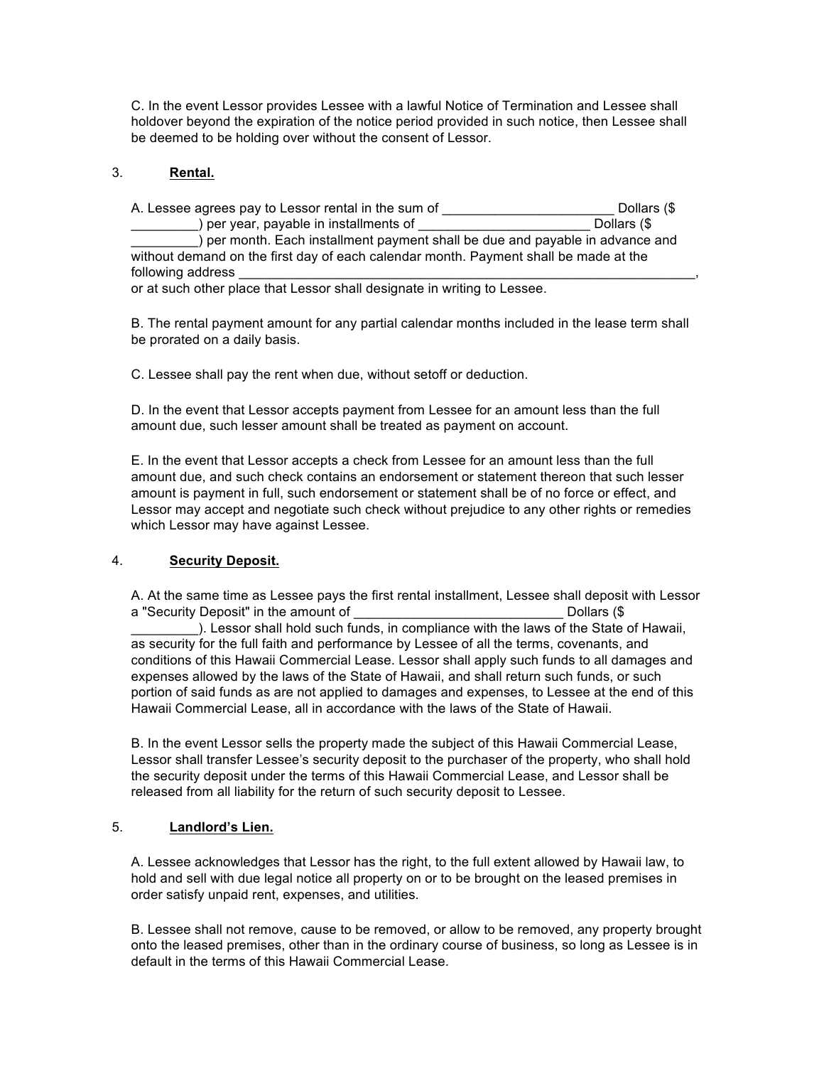C. In the event Lessor provides Lessee with a lawful Notice of Termination and Lessee shall holdover beyond the expiration of the notice period provided in such notice, then Lessee shall be deemed to be holding over without the consent of Lessor.

3. **Rental.**

A. Lessee agrees pay to Lessor rental in the sum of ________________________ Dollars ($ _________) per year, payable in installments of ________________________ Dollars ($ _________) per month. Each installment payment shall be due and payable in advance and without demand on the first day of each calendar month. Payment shall be made at the following address ________________________________________________________________, or at such other place that Lessor shall designate in writing to Lessee.

B. The rental payment amount for any partial calendar months included in the lease term shall be prorated on a daily basis.

C. Lessee shall pay the rent when due, without setoff or deduction.

D. In the event that Lessor accepts payment from Lessee for an amount less than the full amount due, such lesser amount shall be treated as payment on account.

E. In the event that Lessor accepts a check from Lessee for an amount less than the full amount due, and such check contains an endorsement or statement thereon that such lesser amount is payment in full, such endorsement or statement shall be of no force or effect, and Lessor may accept and negotiate such check without prejudice to any other rights or remedies which Lessor may have against Lessee.

4. **Security Deposit.**

A. At the same time as Lessee pays the first rental installment, Lessee shall deposit with Lessor a "Security Deposit" in the amount of ____________________________ Dollars ($ _________). Lessor shall hold such funds, in compliance with the laws of the State of Hawaii, as security for the full faith and performance by Lessee of all the terms, covenants, and conditions of this Hawaii Commercial Lease. Lessor shall apply such funds to all damages and expenses allowed by the laws of the State of Hawaii, and shall return such funds, or such portion of said funds as are not applied to damages and expenses, to Lessee at the end of this Hawaii Commercial Lease, all in accordance with the laws of the State of Hawaii.

B. In the event Lessor sells the property made the subject of this Hawaii Commercial Lease, Lessor shall transfer Lessee's security deposit to the purchaser of the property, who shall hold the security deposit under the terms of this Hawaii Commercial Lease, and Lessor shall be released from all liability for the return of such security deposit to Lessee.

5. **Landlord's Lien.**

A. Lessee acknowledges that Lessor has the right, to the full extent allowed by Hawaii law, to hold and sell with due legal notice all property on or to be brought on the leased premises in order satisfy unpaid rent, expenses, and utilities.

B. Lessee shall not remove, cause to be removed, or allow to be removed, any property brought onto the leased premises, other than in the ordinary course of business, so long as Lessee is in default in the terms of this Hawaii Commercial Lease.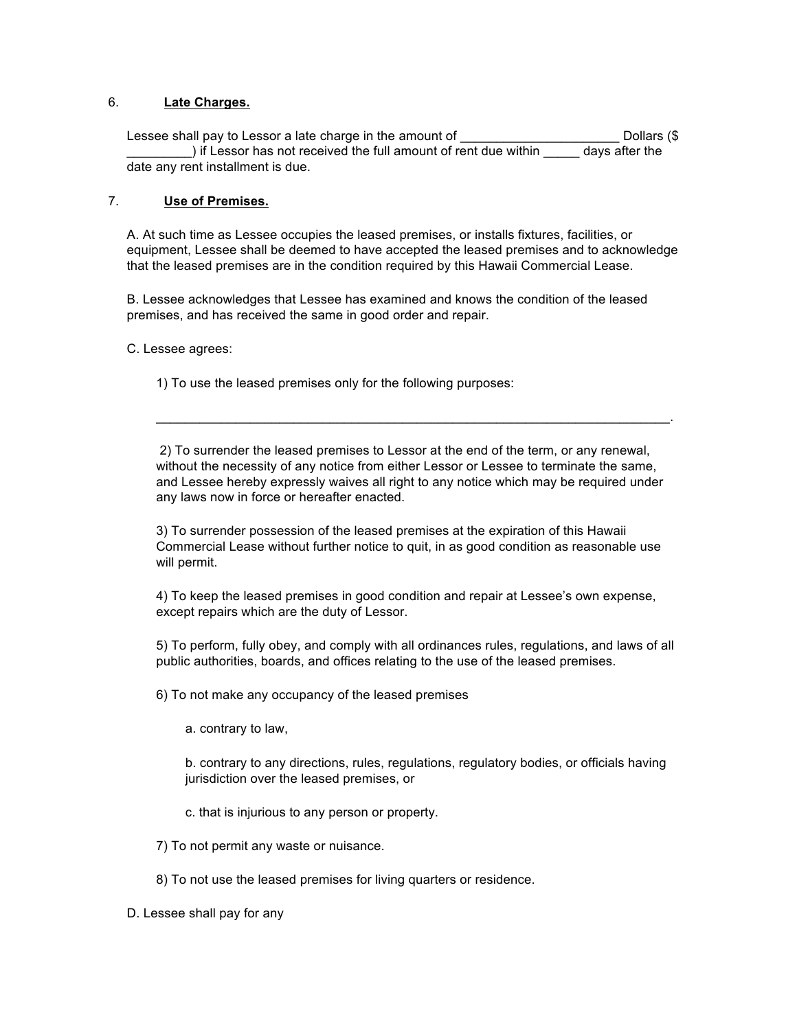6. **Late Charges.**

Lessee shall pay to Lessor a late charge in the amount of ______________________ Dollars ($ _________) if Lessor has not received the full amount of rent due within _____ days after the date any rent installment is due.

7. **Use of Premises.**

A. At such time as Lessee occupies the leased premises, or installs fixtures, facilities, or equipment, Lessee shall be deemed to have accepted the leased premises and to acknowledge that the leased premises are in the condition required by this Hawaii Commercial Lease.

B. Lessee acknowledges that Lessee has examined and knows the condition of the leased premises, and has received the same in good order and repair.

C. Lessee agrees:

1) To use the leased premises only for the following purposes:

___________________________________________________________________________.

2) To surrender the leased premises to Lessor at the end of the term, or any renewal, without the necessity of any notice from either Lessor or Lessee to terminate the same, and Lessee hereby expressly waives all right to any notice which may be required under any laws now in force or hereafter enacted.

3) To surrender possession of the leased premises at the expiration of this Hawaii Commercial Lease without further notice to quit, in as good condition as reasonable use will permit.

4) To keep the leased premises in good condition and repair at Lessee's own expense, except repairs which are the duty of Lessor.

5) To perform, fully obey, and comply with all ordinances rules, regulations, and laws of all public authorities, boards, and offices relating to the use of the leased premises.

6) To not make any occupancy of the leased premises

a. contrary to law,

b. contrary to any directions, rules, regulations, regulatory bodies, or officials having jurisdiction over the leased premises, or

c. that is injurious to any person or property.

7) To not permit any waste or nuisance.

8) To not use the leased premises for living quarters or residence.

D. Lessee shall pay for any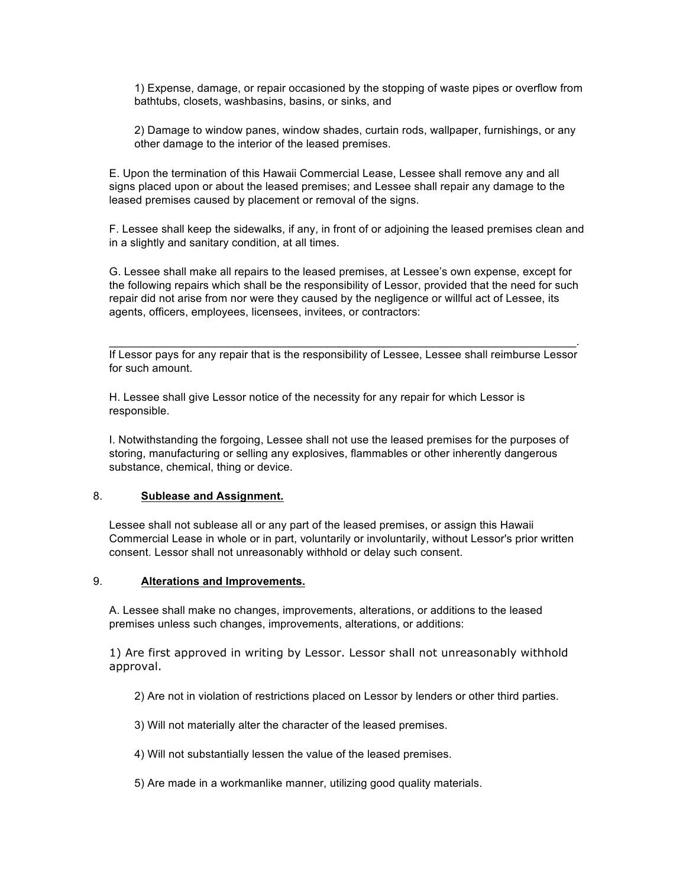1) Expense, damage, or repair occasioned by the stopping of waste pipes or overflow from bathtubs, closets, washbasins, basins, or sinks, and

2) Damage to window panes, window shades, curtain rods, wallpaper, furnishings, or any other damage to the interior of the leased premises.

E. Upon the termination of this Hawaii Commercial Lease, Lessee shall remove any and all signs placed upon or about the leased premises; and Lessee shall repair any damage to the leased premises caused by placement or removal of the signs.

F. Lessee shall keep the sidewalks, if any, in front of or adjoining the leased premises clean and in a slightly and sanitary condition, at all times.

G. Lessee shall make all repairs to the leased premises, at Lessee's own expense, except for the following repairs which shall be the responsibility of Lessor, provided that the need for such repair did not arise from nor were they caused by the negligence or willful act of Lessee, its agents, officers, employees, licensees, invitees, or contractors:

________________________________________________________________________________.
If Lessor pays for any repair that is the responsibility of Lessee, Lessee shall reimburse Lessor for such amount.

H. Lessee shall give Lessor notice of the necessity for any repair for which Lessor is responsible.

I. Notwithstanding the forgoing, Lessee shall not use the leased premises for the purposes of storing, manufacturing or selling any explosives, flammables or other inherently dangerous substance, chemical, thing or device.

8. **Sublease and Assignment.**

Lessee shall not sublease all or any part of the leased premises, or assign this Hawaii Commercial Lease in whole or in part, voluntarily or involuntarily, without Lessor's prior written consent. Lessor shall not unreasonably withhold or delay such consent.

9. **Alterations and Improvements.**

A. Lessee shall make no changes, improvements, alterations, or additions to the leased premises unless such changes, improvements, alterations, or additions:

1) Are first approved in writing by Lessor. Lessor shall not unreasonably withhold approval.

2) Are not in violation of restrictions placed on Lessor by lenders or other third parties.

3) Will not materially alter the character of the leased premises.

4) Will not substantially lessen the value of the leased premises.

5) Are made in a workmanlike manner, utilizing good quality materials.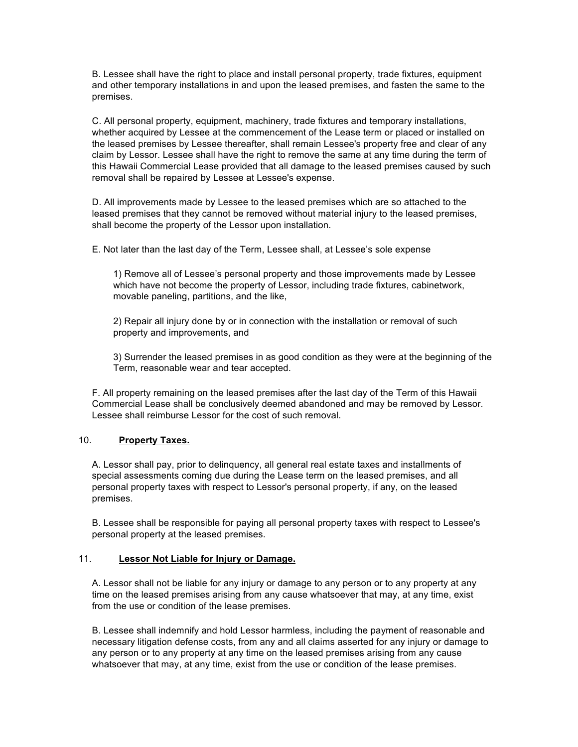B. Lessee shall have the right to place and install personal property, trade fixtures, equipment and other temporary installations in and upon the leased premises, and fasten the same to the premises.

C. All personal property, equipment, machinery, trade fixtures and temporary installations, whether acquired by Lessee at the commencement of the Lease term or placed or installed on the leased premises by Lessee thereafter, shall remain Lessee's property free and clear of any claim by Lessor. Lessee shall have the right to remove the same at any time during the term of this Hawaii Commercial Lease provided that all damage to the leased premises caused by such removal shall be repaired by Lessee at Lessee's expense.

D. All improvements made by Lessee to the leased premises which are so attached to the leased premises that they cannot be removed without material injury to the leased premises, shall become the property of the Lessor upon installation.

E. Not later than the last day of the Term, Lessee shall, at Lessee's sole expense

1) Remove all of Lessee's personal property and those improvements made by Lessee which have not become the property of Lessor, including trade fixtures, cabinetwork, movable paneling, partitions, and the like,

2) Repair all injury done by or in connection with the installation or removal of such property and improvements, and

3) Surrender the leased premises in as good condition as they were at the beginning of the Term, reasonable wear and tear accepted.

F. All property remaining on the leased premises after the last day of the Term of this Hawaii Commercial Lease shall be conclusively deemed abandoned and may be removed by Lessor. Lessee shall reimburse Lessor for the cost of such removal.

10. **Property Taxes.**

A. Lessor shall pay, prior to delinquency, all general real estate taxes and installments of special assessments coming due during the Lease term on the leased premises, and all personal property taxes with respect to Lessor's personal property, if any, on the leased premises.

B. Lessee shall be responsible for paying all personal property taxes with respect to Lessee's personal property at the leased premises.

11. **Lessor Not Liable for Injury or Damage.**

A. Lessor shall not be liable for any injury or damage to any person or to any property at any time on the leased premises arising from any cause whatsoever that may, at any time, exist from the use or condition of the lease premises.

B. Lessee shall indemnify and hold Lessor harmless, including the payment of reasonable and necessary litigation defense costs, from any and all claims asserted for any injury or damage to any person or to any property at any time on the leased premises arising from any cause whatsoever that may, at any time, exist from the use or condition of the lease premises.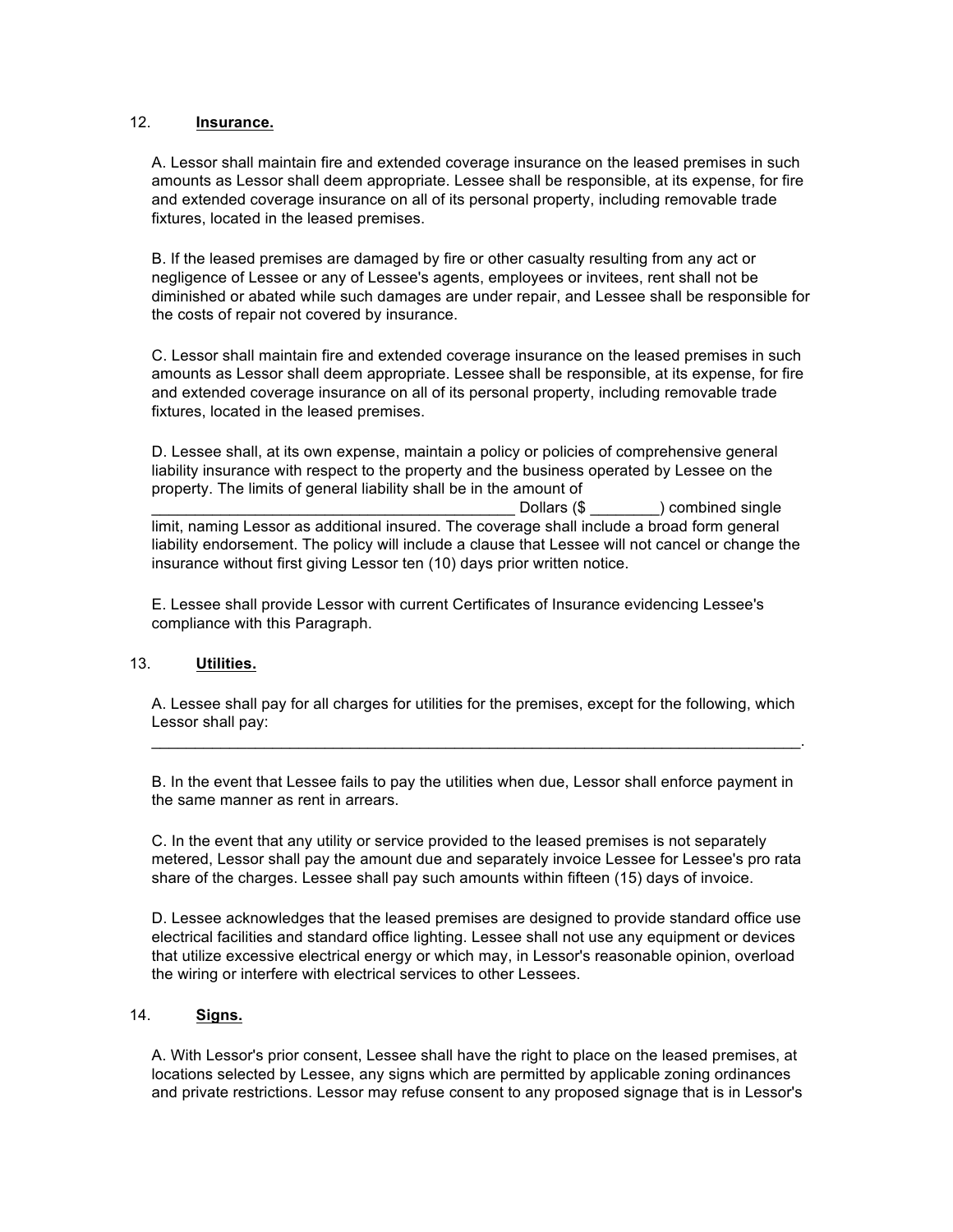12. **Insurance.**

A. Lessor shall maintain fire and extended coverage insurance on the leased premises in such amounts as Lessor shall deem appropriate. Lessee shall be responsible, at its expense, for fire and extended coverage insurance on all of its personal property, including removable trade fixtures, located in the leased premises.

B. If the leased premises are damaged by fire or other casualty resulting from any act or negligence of Lessee or any of Lessee's agents, employees or invitees, rent shall not be diminished or abated while such damages are under repair, and Lessee shall be responsible for the costs of repair not covered by insurance.

C. Lessor shall maintain fire and extended coverage insurance on the leased premises in such amounts as Lessor shall deem appropriate. Lessee shall be responsible, at its expense, for fire and extended coverage insurance on all of its personal property, including removable trade fixtures, located in the leased premises.

D. Lessee shall, at its own expense, maintain a policy or policies of comprehensive general liability insurance with respect to the property and the business operated by Lessee on the property. The limits of general liability shall be in the amount of ___________________________________________ Dollars ($ ________) combined single limit, naming Lessor as additional insured. The coverage shall include a broad form general liability endorsement. The policy will include a clause that Lessee will not cancel or change the insurance without first giving Lessor ten (10) days prior written notice.

E. Lessee shall provide Lessor with current Certificates of Insurance evidencing Lessee's compliance with this Paragraph.

13. **Utilities.**

A. Lessee shall pay for all charges for utilities for the premises, except for the following, which Lessor shall pay: ________________________________________________________________________________.

B. In the event that Lessee fails to pay the utilities when due, Lessor shall enforce payment in the same manner as rent in arrears.

C. In the event that any utility or service provided to the leased premises is not separately metered, Lessor shall pay the amount due and separately invoice Lessee for Lessee's pro rata share of the charges. Lessee shall pay such amounts within fifteen (15) days of invoice.

D. Lessee acknowledges that the leased premises are designed to provide standard office use electrical facilities and standard office lighting. Lessee shall not use any equipment or devices that utilize excessive electrical energy or which may, in Lessor's reasonable opinion, overload the wiring or interfere with electrical services to other Lessees.

14. **Signs.**

A. With Lessor's prior consent, Lessee shall have the right to place on the leased premises, at locations selected by Lessee, any signs which are permitted by applicable zoning ordinances and private restrictions. Lessor may refuse consent to any proposed signage that is in Lessor's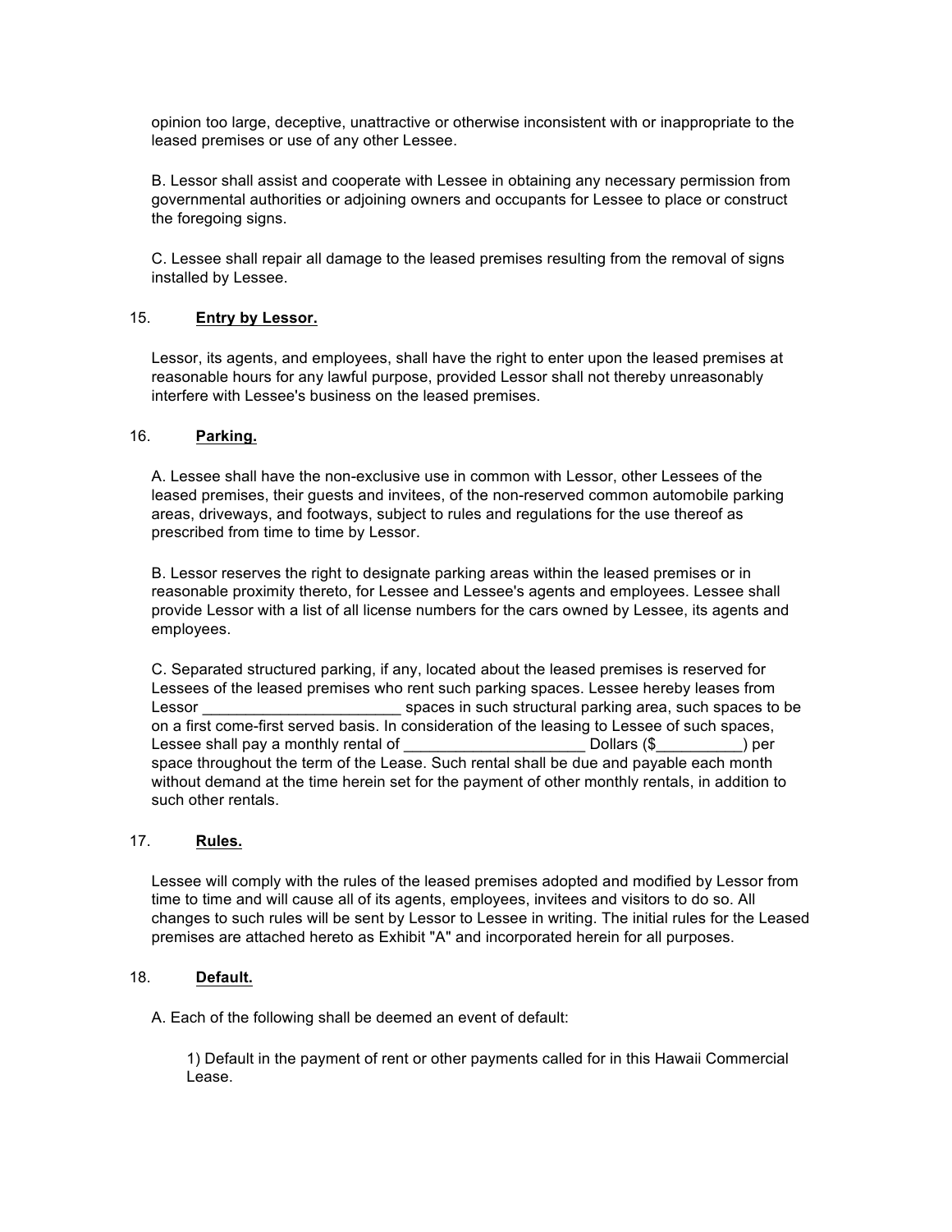opinion too large, deceptive, unattractive or otherwise inconsistent with or inappropriate to the leased premises or use of any other Lessee.

B. Lessor shall assist and cooperate with Lessee in obtaining any necessary permission from governmental authorities or adjoining owners and occupants for Lessee to place or construct the foregoing signs.

C. Lessee shall repair all damage to the leased premises resulting from the removal of signs installed by Lessee.

15. **Entry by Lessor.**

Lessor, its agents, and employees, shall have the right to enter upon the leased premises at reasonable hours for any lawful purpose, provided Lessor shall not thereby unreasonably interfere with Lessee's business on the leased premises.

16. **Parking.**

A. Lessee shall have the non-exclusive use in common with Lessor, other Lessees of the leased premises, their guests and invitees, of the non-reserved common automobile parking areas, driveways, and footways, subject to rules and regulations for the use thereof as prescribed from time to time by Lessor.

B. Lessor reserves the right to designate parking areas within the leased premises or in reasonable proximity thereto, for Lessee and Lessee's agents and employees. Lessee shall provide Lessor with a list of all license numbers for the cars owned by Lessee, its agents and employees.

C. Separated structured parking, if any, located about the leased premises is reserved for Lessees of the leased premises who rent such parking spaces. Lessee hereby leases from Lessor _______________________ spaces in such structural parking area, such spaces to be on a first come-first served basis. In consideration of the leasing to Lessee of such spaces, Lessee shall pay a monthly rental of _____________________ Dollars ($__________) per space throughout the term of the Lease. Such rental shall be due and payable each month without demand at the time herein set for the payment of other monthly rentals, in addition to such other rentals.

17. **Rules.**

Lessee will comply with the rules of the leased premises adopted and modified by Lessor from time to time and will cause all of its agents, employees, invitees and visitors to do so. All changes to such rules will be sent by Lessor to Lessee in writing. The initial rules for the Leased premises are attached hereto as Exhibit "A" and incorporated herein for all purposes.

18. **Default.**

A. Each of the following shall be deemed an event of default:

1) Default in the payment of rent or other payments called for in this Hawaii Commercial Lease.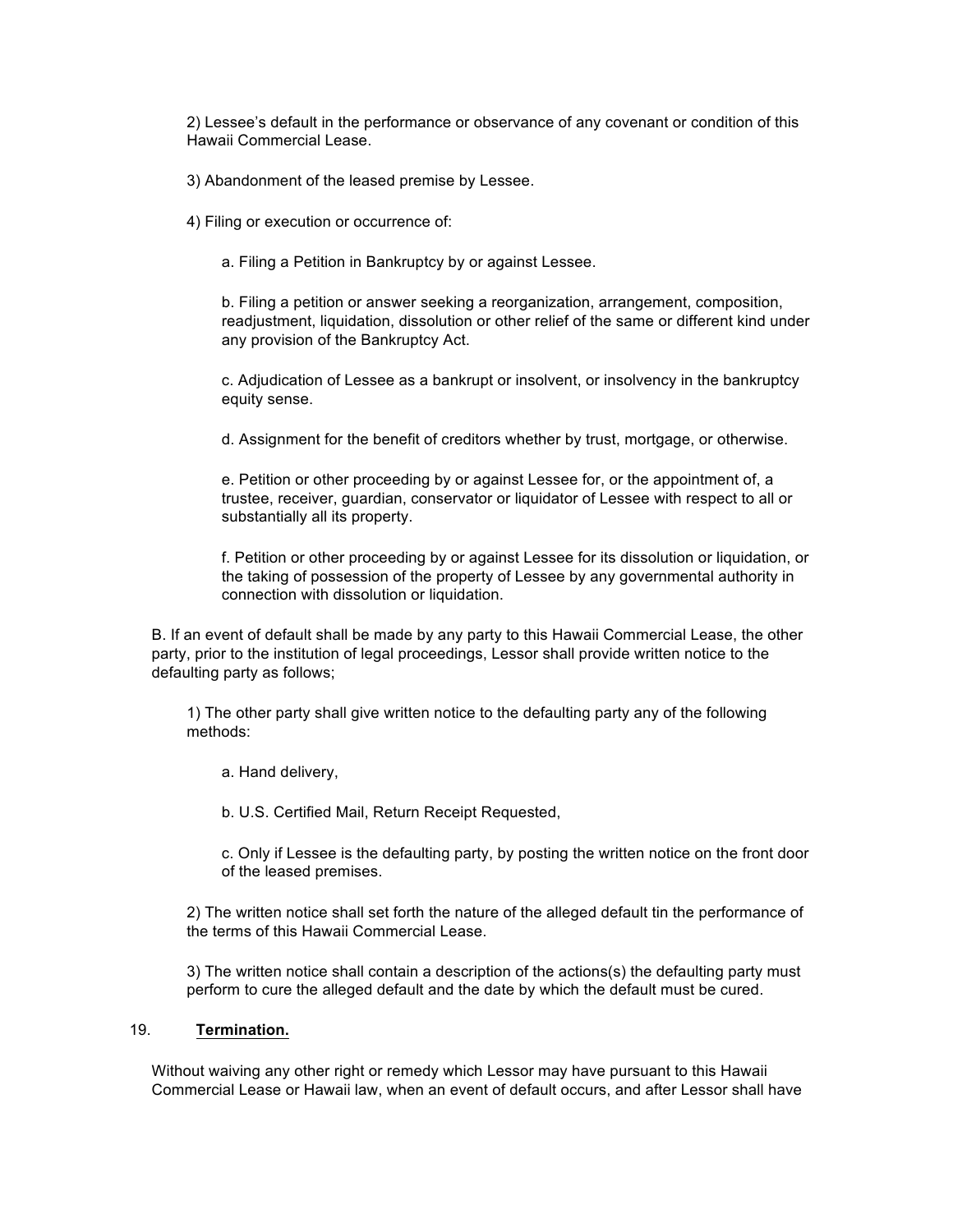2) Lessee's default in the performance or observance of any covenant or condition of this Hawaii Commercial Lease.

3) Abandonment of the leased premise by Lessee.

4) Filing or execution or occurrence of:

a. Filing a Petition in Bankruptcy by or against Lessee.

b. Filing a petition or answer seeking a reorganization, arrangement, composition, readjustment, liquidation, dissolution or other relief of the same or different kind under any provision of the Bankruptcy Act.

c. Adjudication of Lessee as a bankrupt or insolvent, or insolvency in the bankruptcy equity sense.

d. Assignment for the benefit of creditors whether by trust, mortgage, or otherwise.

e. Petition or other proceeding by or against Lessee for, or the appointment of, a trustee, receiver, guardian, conservator or liquidator of Lessee with respect to all or substantially all its property.

f. Petition or other proceeding by or against Lessee for its dissolution or liquidation, or the taking of possession of the property of Lessee by any governmental authority in connection with dissolution or liquidation.

B. If an event of default shall be made by any party to this Hawaii Commercial Lease, the other party, prior to the institution of legal proceedings, Lessor shall provide written notice to the defaulting party as follows;

1) The other party shall give written notice to the defaulting party any of the following methods:

a. Hand delivery,

b. U.S. Certified Mail, Return Receipt Requested,

c. Only if Lessee is the defaulting party, by posting the written notice on the front door of the leased premises.

2) The written notice shall set forth the nature of the alleged default tin the performance of the terms of this Hawaii Commercial Lease.

3) The written notice shall contain a description of the actions(s) the defaulting party must perform to cure the alleged default and the date by which the default must be cured.

## 19. **Termination.**

Without waiving any other right or remedy which Lessor may have pursuant to this Hawaii Commercial Lease or Hawaii law, when an event of default occurs, and after Lessor shall have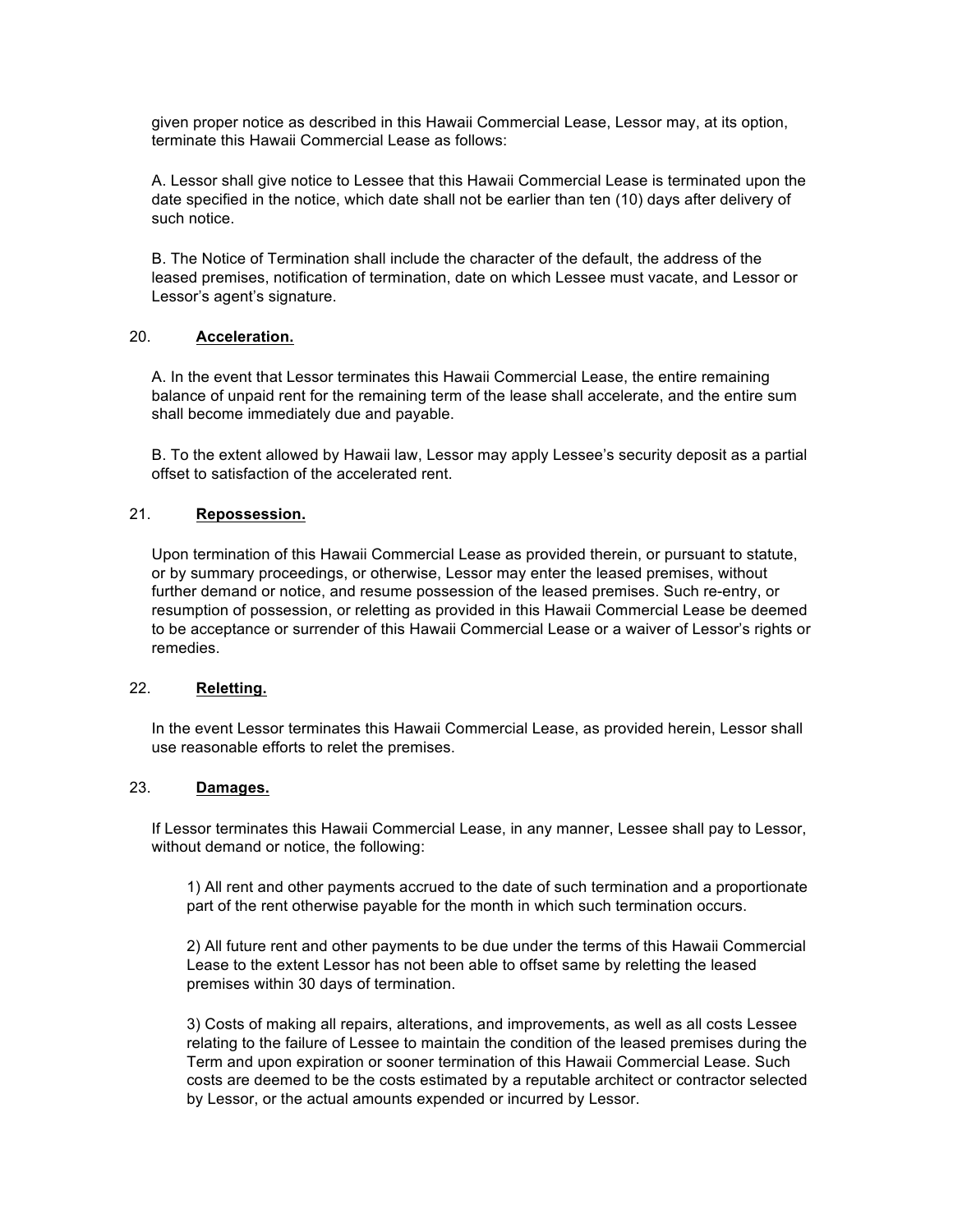given proper notice as described in this Hawaii Commercial Lease, Lessor may, at its option, terminate this Hawaii Commercial Lease as follows:

A. Lessor shall give notice to Lessee that this Hawaii Commercial Lease is terminated upon the date specified in the notice, which date shall not be earlier than ten (10) days after delivery of such notice.

B. The Notice of Termination shall include the character of the default, the address of the leased premises, notification of termination, date on which Lessee must vacate, and Lessor or Lessor's agent's signature.

20. **Acceleration.**

A. In the event that Lessor terminates this Hawaii Commercial Lease, the entire remaining balance of unpaid rent for the remaining term of the lease shall accelerate, and the entire sum shall become immediately due and payable.

B. To the extent allowed by Hawaii law, Lessor may apply Lessee's security deposit as a partial offset to satisfaction of the accelerated rent.

21. **Repossession.**

Upon termination of this Hawaii Commercial Lease as provided therein, or pursuant to statute, or by summary proceedings, or otherwise, Lessor may enter the leased premises, without further demand or notice, and resume possession of the leased premises. Such re-entry, or resumption of possession, or reletting as provided in this Hawaii Commercial Lease be deemed to be acceptance or surrender of this Hawaii Commercial Lease or a waiver of Lessor's rights or remedies.

22. **Reletting.**

In the event Lessor terminates this Hawaii Commercial Lease, as provided herein, Lessor shall use reasonable efforts to relet the premises.

23. **Damages.**

If Lessor terminates this Hawaii Commercial Lease, in any manner, Lessee shall pay to Lessor, without demand or notice, the following:

1) All rent and other payments accrued to the date of such termination and a proportionate part of the rent otherwise payable for the month in which such termination occurs.

2) All future rent and other payments to be due under the terms of this Hawaii Commercial Lease to the extent Lessor has not been able to offset same by reletting the leased premises within 30 days of termination.

3) Costs of making all repairs, alterations, and improvements, as well as all costs Lessee relating to the failure of Lessee to maintain the condition of the leased premises during the Term and upon expiration or sooner termination of this Hawaii Commercial Lease. Such costs are deemed to be the costs estimated by a reputable architect or contractor selected by Lessor, or the actual amounts expended or incurred by Lessor.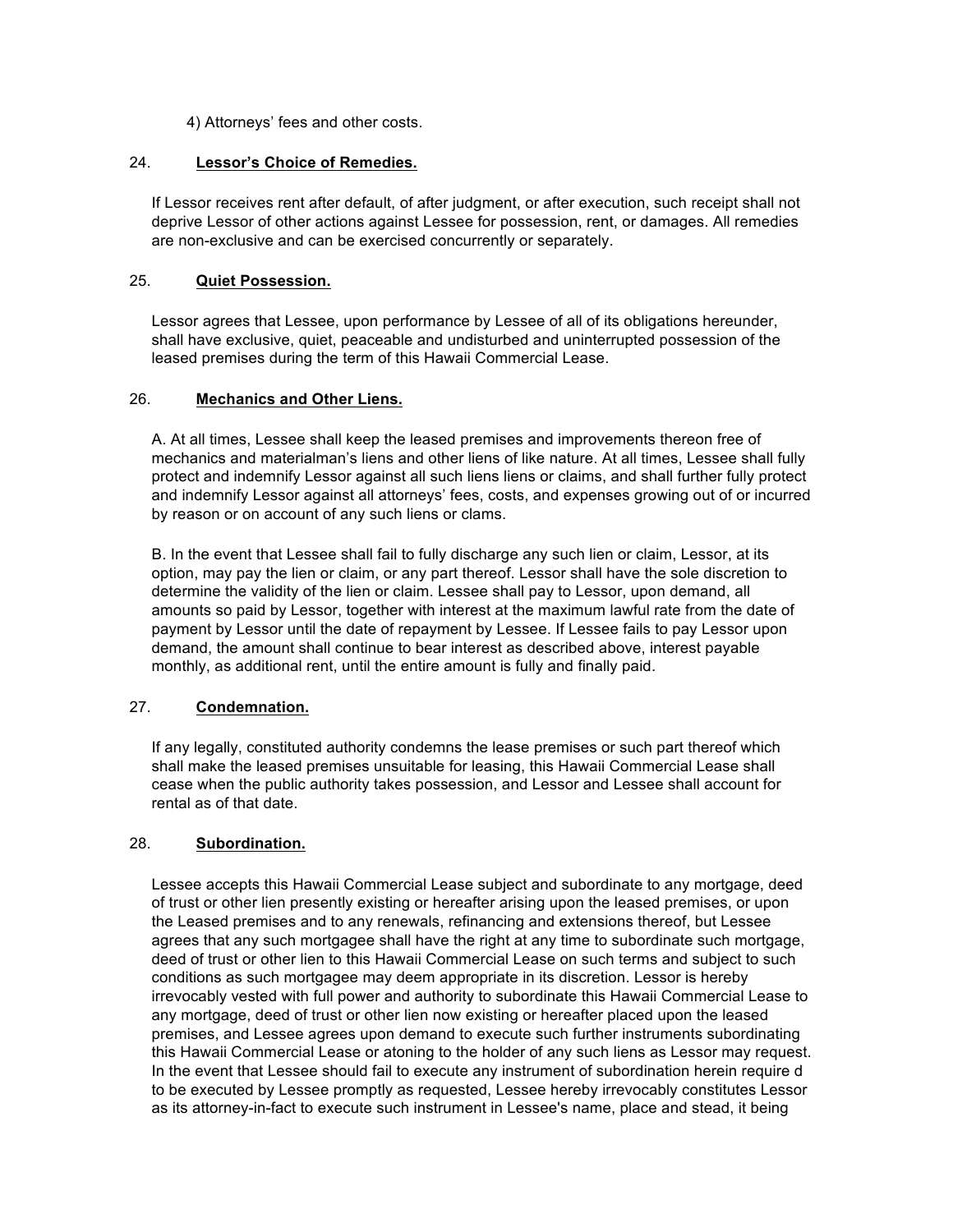4) Attorneys' fees and other costs.

24. **Lessor's Choice of Remedies.**

If Lessor receives rent after default, of after judgment, or after execution, such receipt shall not deprive Lessor of other actions against Lessee for possession, rent, or damages. All remedies are non-exclusive and can be exercised concurrently or separately.

25. **Quiet Possession.**

Lessor agrees that Lessee, upon performance by Lessee of all of its obligations hereunder, shall have exclusive, quiet, peaceable and undisturbed and uninterrupted possession of the leased premises during the term of this Hawaii Commercial Lease.

26. **Mechanics and Other Liens.**

A. At all times, Lessee shall keep the leased premises and improvements thereon free of mechanics and materialman's liens and other liens of like nature. At all times, Lessee shall fully protect and indemnify Lessor against all such liens liens or claims, and shall further fully protect and indemnify Lessor against all attorneys' fees, costs, and expenses growing out of or incurred by reason or on account of any such liens or clams.

B. In the event that Lessee shall fail to fully discharge any such lien or claim, Lessor, at its option, may pay the lien or claim, or any part thereof. Lessor shall have the sole discretion to determine the validity of the lien or claim. Lessee shall pay to Lessor, upon demand, all amounts so paid by Lessor, together with interest at the maximum lawful rate from the date of payment by Lessor until the date of repayment by Lessee. If Lessee fails to pay Lessor upon demand, the amount shall continue to bear interest as described above, interest payable monthly, as additional rent, until the entire amount is fully and finally paid.

27. **Condemnation.**

If any legally, constituted authority condemns the lease premises or such part thereof which shall make the leased premises unsuitable for leasing, this Hawaii Commercial Lease shall cease when the public authority takes possession, and Lessor and Lessee shall account for rental as of that date.

28. **Subordination.**

Lessee accepts this Hawaii Commercial Lease subject and subordinate to any mortgage, deed of trust or other lien presently existing or hereafter arising upon the leased premises, or upon the Leased premises and to any renewals, refinancing and extensions thereof, but Lessee agrees that any such mortgagee shall have the right at any time to subordinate such mortgage, deed of trust or other lien to this Hawaii Commercial Lease on such terms and subject to such conditions as such mortgagee may deem appropriate in its discretion. Lessor is hereby irrevocably vested with full power and authority to subordinate this Hawaii Commercial Lease to any mortgage, deed of trust or other lien now existing or hereafter placed upon the leased premises, and Lessee agrees upon demand to execute such further instruments subordinating this Hawaii Commercial Lease or atoning to the holder of any such liens as Lessor may request. In the event that Lessee should fail to execute any instrument of subordination herein require d to be executed by Lessee promptly as requested, Lessee hereby irrevocably constitutes Lessor as its attorney-in-fact to execute such instrument in Lessee's name, place and stead, it being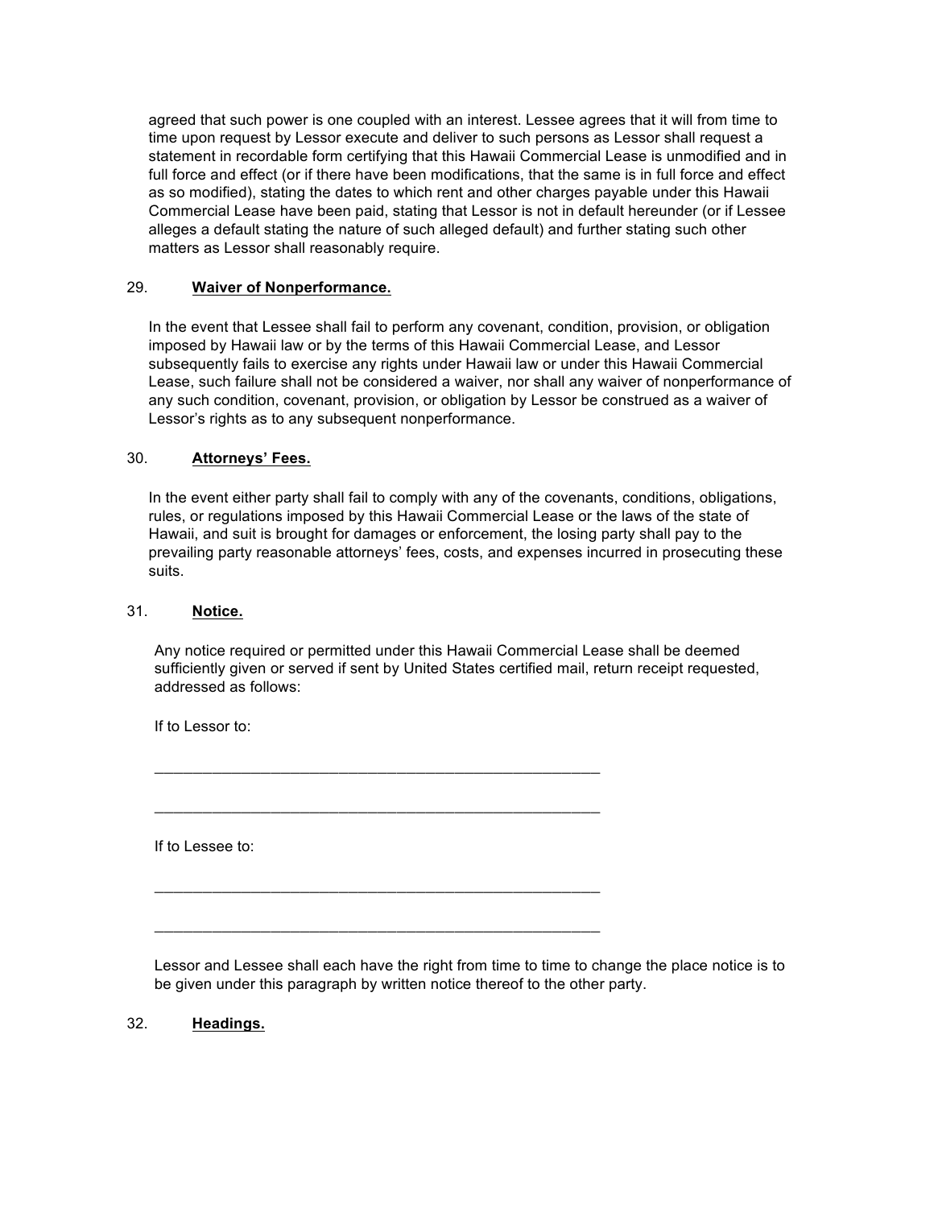agreed that such power is one coupled with an interest. Lessee agrees that it will from time to time upon request by Lessor execute and deliver to such persons as Lessor shall request a statement in recordable form certifying that this Hawaii Commercial Lease is unmodified and in full force and effect (or if there have been modifications, that the same is in full force and effect as so modified), stating the dates to which rent and other charges payable under this Hawaii Commercial Lease have been paid, stating that Lessor is not in default hereunder (or if Lessee alleges a default stating the nature of such alleged default) and further stating such other matters as Lessor shall reasonably require.

29. **Waiver of Nonperformance.**

In the event that Lessee shall fail to perform any covenant, condition, provision, or obligation imposed by Hawaii law or by the terms of this Hawaii Commercial Lease, and Lessor subsequently fails to exercise any rights under Hawaii law or under this Hawaii Commercial Lease, such failure shall not be considered a waiver, nor shall any waiver of nonperformance of any such condition, covenant, provision, or obligation by Lessor be construed as a waiver of Lessor's rights as to any subsequent nonperformance.

30. **Attorneys' Fees.**

In the event either party shall fail to comply with any of the covenants, conditions, obligations, rules, or regulations imposed by this Hawaii Commercial Lease or the laws of the state of Hawaii, and suit is brought for damages or enforcement, the losing party shall pay to the prevailing party reasonable attorneys' fees, costs, and expenses incurred in prosecuting these suits.

31. **Notice.**

Any notice required or permitted under this Hawaii Commercial Lease shall be deemed sufficiently given or served if sent by United States certified mail, return receipt requested, addressed as follows:

If to Lessor to:

_______________________________________________________

_______________________________________________________

If to Lessee to:

_______________________________________________________

_______________________________________________________

Lessor and Lessee shall each have the right from time to time to change the place notice is to be given under this paragraph by written notice thereof to the other party.

32. **Headings.**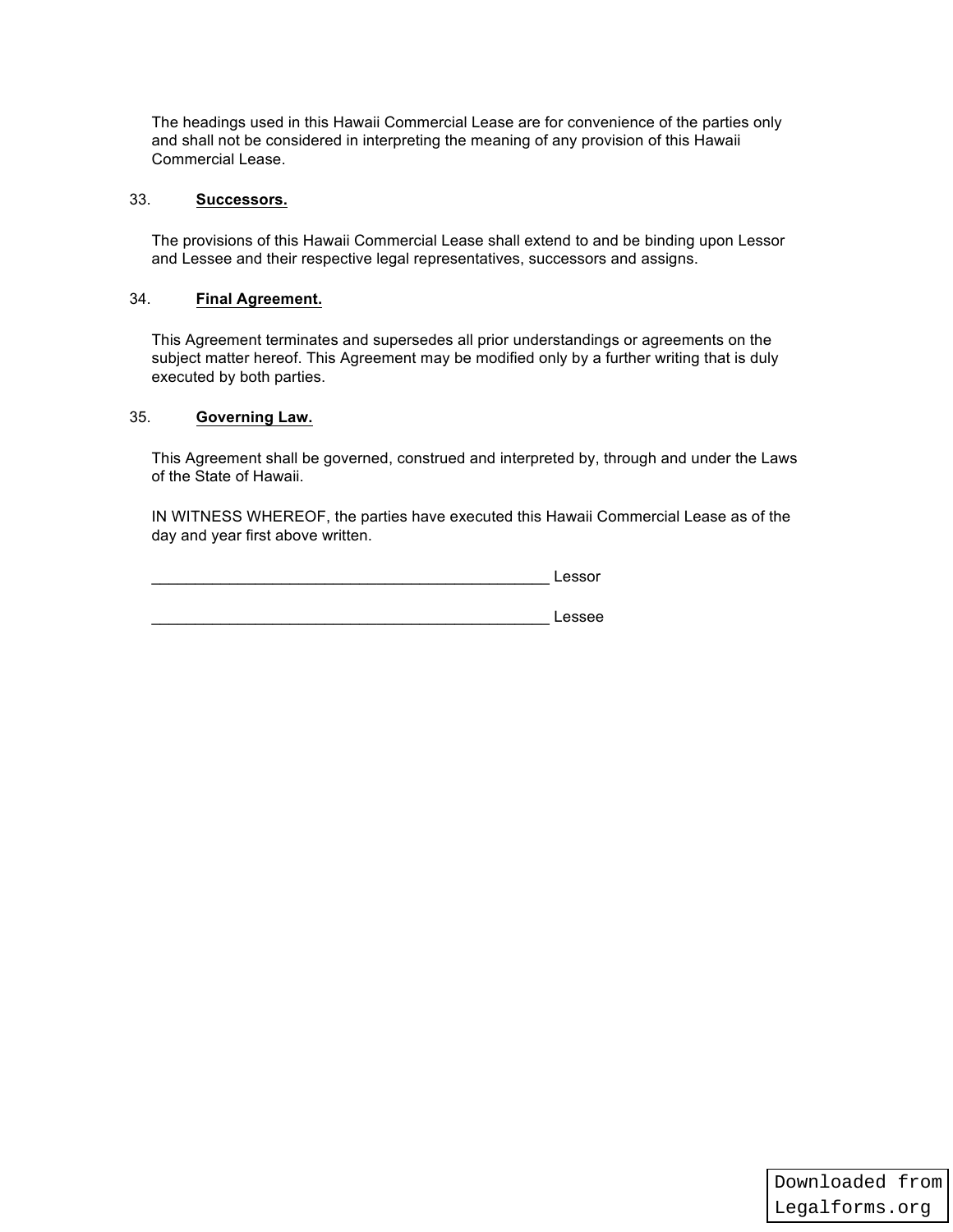The headings used in this Hawaii Commercial Lease are for convenience of the parties only and shall not be considered in interpreting the meaning of any provision of this Hawaii Commercial Lease.

33. **Successors.**

The provisions of this Hawaii Commercial Lease shall extend to and be binding upon Lessor and Lessee and their respective legal representatives, successors and assigns.

34. **Final Agreement.**

This Agreement terminates and supersedes all prior understandings or agreements on the subject matter hereof. This Agreement may be modified only by a further writing that is duly executed by both parties.

35. **Governing Law.**

This Agreement shall be governed, construed and interpreted by, through and under the Laws of the State of Hawaii.

IN WITNESS WHEREOF, the parties have executed this Hawaii Commercial Lease as of the day and year first above written.

_______________________________________________ Lessor

_______________________________________________ Lessee

Downloaded from Legalforms.org